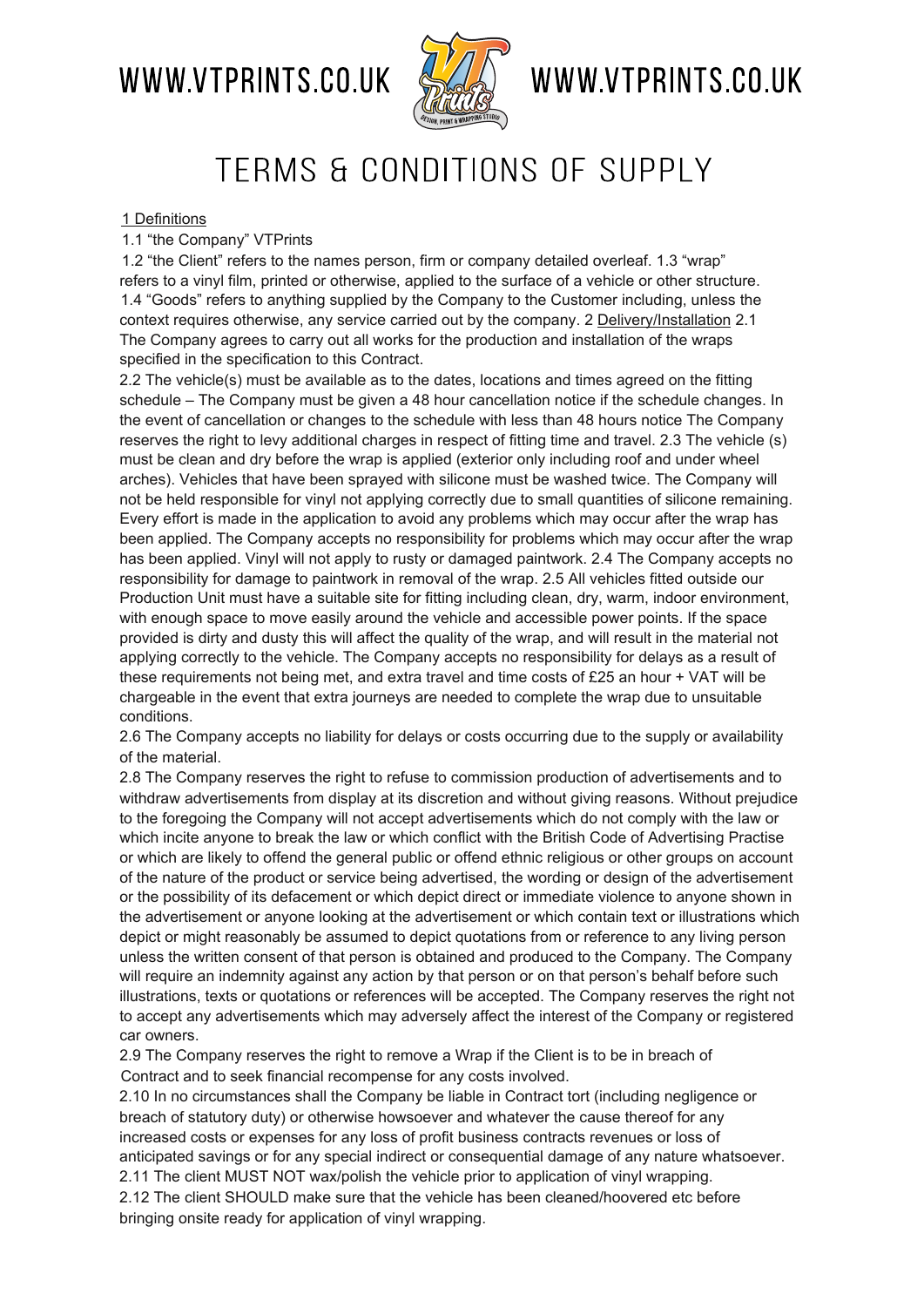WWW.VTPRINTS.CO.UK WWW.VTPRINTS.CO.UK

# TERMS & CONDITIONS OF SUPPLY

1 Definitions

1.1 "the Company" VTPrints

1.2 "the Client" refers to the names person, firm or company detailed overleaf. 1.3 "wrap" refers to a vinyl film, printed or otherwise, applied to the surface of a vehicle or other structure. 1.4 "Goods" refers to anything supplied by the Company to the Customer including, unless the context requires otherwise, any service carried out by the company. 2 Delivery/Installation 2.1 The Company agrees to carry out all works for the production and installation of the wraps specified in the specification to this Contract.

2.2 The vehicle(s) must be available as to the dates, locations and times agreed on the fitting schedule – The Company must be given a 48 hour cancellation notice if the schedule changes. In the event of cancellation or changes to the schedule with less than 48 hours notice The Company reserves the right to levy additional charges in respect of fitting time and travel. 2.3 The vehicle (s) must be clean and dry before the wrap is applied (exterior only including roof and under wheel arches). Vehicles that have been sprayed with silicone must be washed twice. The Company will not be held responsible for vinyl not applying correctly due to small quantities of silicone remaining. Every effort is made in the application to avoid any problems which may occur after the wrap has been applied. The Company accepts no responsibility for problems which may occur after the wrap has been applied. Vinyl will not apply to rusty or damaged paintwork. 2.4 The Company accepts no responsibility for damage to paintwork in removal of the wrap. 2.5 All vehicles fitted outside our Production Unit must have a suitable site for fitting including clean, dry, warm, indoor environment, with enough space to move easily around the vehicle and accessible power points. If the space provided is dirty and dusty this will affect the quality of the wrap, and will result in the material not applying correctly to the vehicle. The Company accepts no responsibility for delays as a result of these requirements not being met, and extra travel and time costs of £25 an hour + VAT will be chargeable in the event that extra journeys are needed to complete the wrap due to unsuitable conditions.

2.6 The Company accepts no liability for delays or costs occurring due to the supply or availability of the material.

2.8 The Company reserves the right to refuse to commission production of advertisements and to withdraw advertisements from display at its discretion and without giving reasons. Without prejudice to the foregoing the Company will not accept advertisements which do not comply with the law or which incite anyone to break the law or which conflict with the British Code of Advertising Practise or which are likely to offend the general public or offend ethnic religious or other groups on account of the nature of the product or service being advertised, the wording or design of the advertisement or the possibility of its defacement or which depict direct or immediate violence to anyone shown in the advertisement or anyone looking at the advertisement or which contain text or illustrations which depict or might reasonably be assumed to depict quotations from or reference to any living person unless the written consent of that person is obtained and produced to the Company. The Company will require an indemnity against any action by that person or on that person's behalf before such illustrations, texts or quotations or references will be accepted. The Company reserves the right not to accept any advertisements which may adversely affect the interest of the Company or registered car owners.

2.9 The Company reserves the right to remove a Wrap if the Client is to be in breach of Contract and to seek financial recompense for any costs involved.

2.10 In no circumstances shall the Company be liable in Contract tort (including negligence or breach of statutory duty) or otherwise howsoever and whatever the cause thereof for any increased costs or expenses for any loss of profit business contracts revenues or loss of anticipated savings or for any special indirect or consequential damage of any nature whatsoever.

2.11 The client MUST NOT wax/polish the vehicle prior to application of vinyl wrapping.

2.12 The client SHOULD make sure that the vehicle has been cleaned/hoovered etc before bringing onsite ready for application of vinyl wrapping.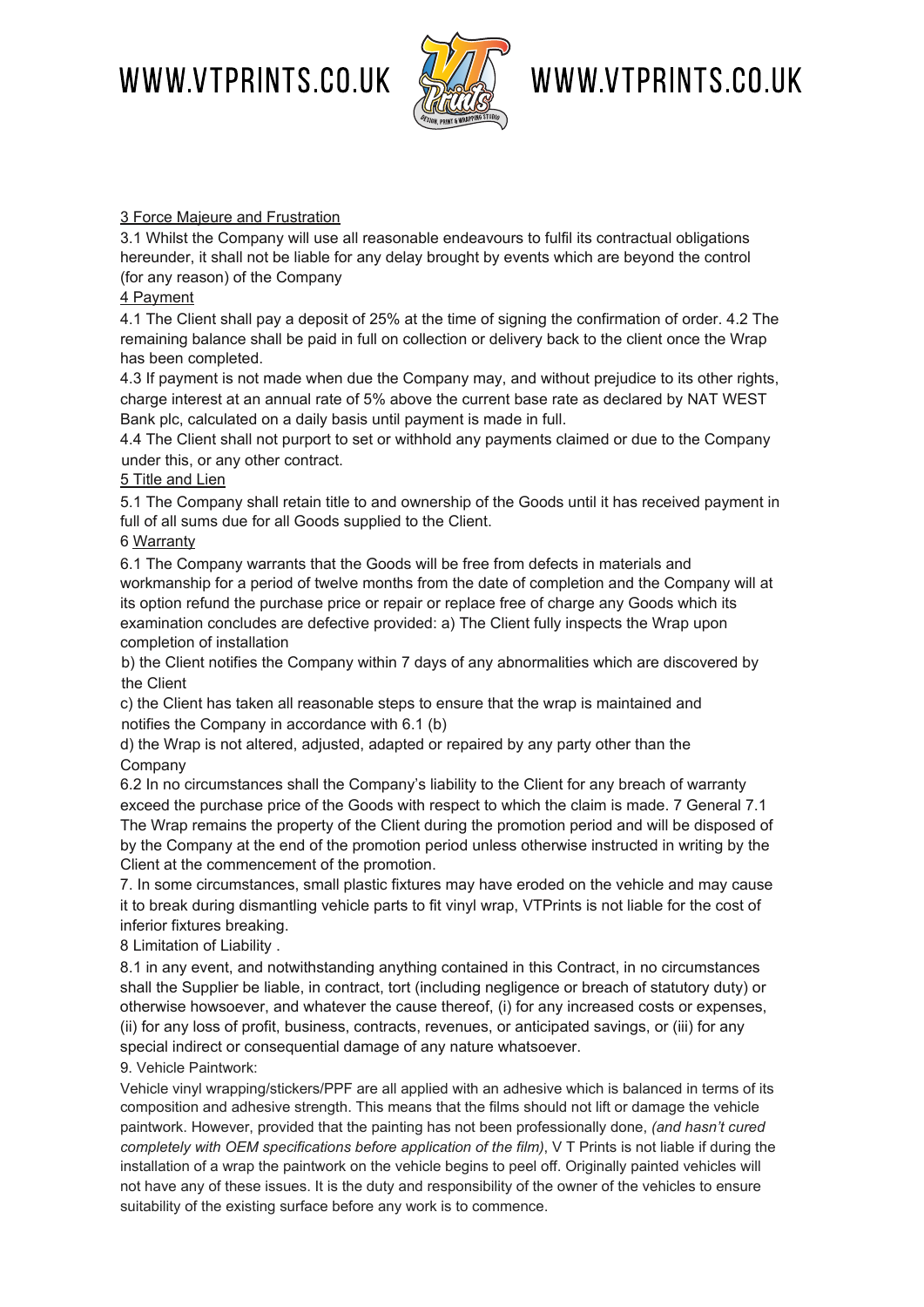3 Force Majeure and Frustration

3.1 Whilst the Company will use all reasonable endeavours to fulfil its contractual obligations hereunder, it shall not be liable for any delay brought by events which are beyond the control (for any reason) of the Company

4 Payment

4.1 The Client shall pay a deposit of 25% at the time of signing the confirmation of order. 4.2 The remaining balance shall be paid in full on collection or delivery back to the client once the Wrap has been completed.

4.3 If payment is not made when due the Company may, and without prejudice to its other rights, charge interest at an annual rate of 5% above the current base rate as declared by NAT WEST Bank plc, calculated on a daily basis until payment is made in full.

4.4 The Client shall not purport to set or withhold any payments claimed or due to the Company under this, or any other contract.

5 Title and Lien

5.1 The Company shall retain title to and ownership of the Goods until it has received payment in full of all sums due for all Goods supplied to the Client.

6 Warranty

6.1 The Company warrants that the Goods will be free from defects in materials and workmanship for a period of twelve months from the date of completion and the Company will at its option refund the purchase price or repair or replace free of charge any Goods which its examination concludes are defective provided: a) The Client fully inspects the Wrap upon completion of installation

b) the Client notifies the Company within 7 days of any abnormalities which are discovered by the Client

c) the Client has taken all reasonable steps to ensure that the wrap is maintained and notifies the Company in accordance with 6.1 (b)

d) the Wrap is not altered, adjusted, adapted or repaired by any party other than the Company

6.2 In no circumstances shall the Company's liability to the Client for any breach of warranty exceed the purchase price of the Goods with respect to which the claim is made. 7 General 7.1 The Wrap remains the property of the Client during the promotion period and will be disposed of by the Company at the end of the promotion period unless otherwise instructed in writing by the Client at the commencement of the promotion.

7. In some circumstances, small plastic fixtures may have eroded on the vehicle and may cause it to break during dismantling vehicle parts to fit vinyl wrap, VTPrints is not liable for the cost of inferior fixtures breaking.

8 Limitation of Liability .

8.1 in any event, and notwithstanding anything contained in this Contract, in no circumstances shall the Supplier be liable, in contract, tort (including negligence or breach of statutory duty) or otherwise howsoever, and whatever the cause thereof, (i) for any increased costs or expenses, (ii) for any loss of profit, business, contracts, revenues, or anticipated savings, or (iii) for any special indirect or consequential damage of any nature whatsoever.

9. Vehicle Paintwork:

Vehicle vinyl wrapping/stickers/PPF are all applied with an adhesive which is balanced in terms of its composition and adhesive strength. This means that the films should not lift or damage the vehicle paintwork. However, provided that the painting has not been professionally done, *(and hasn't cured completely with OEM specifications before application of the film)*, V T Prints is not liable if during the installation of a wrap the paintwork on the vehicle begins to peel off. Originally painted vehicles will not have any of these issues. It is the duty and responsibility of the owner of the vehicles to ensure suitability of the existing surface before any work is to commence.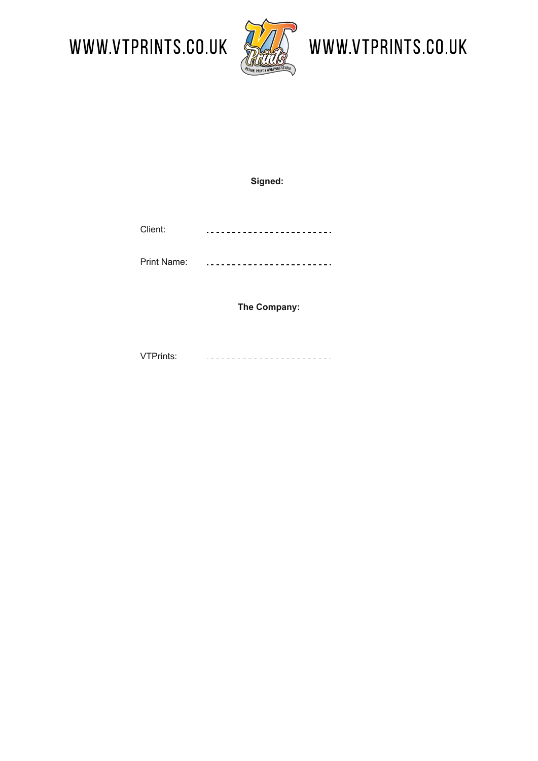**Signed:**

Client: ------------------------

Print Name: ------------------------

**The Company:**

VTPrints: ------------------------